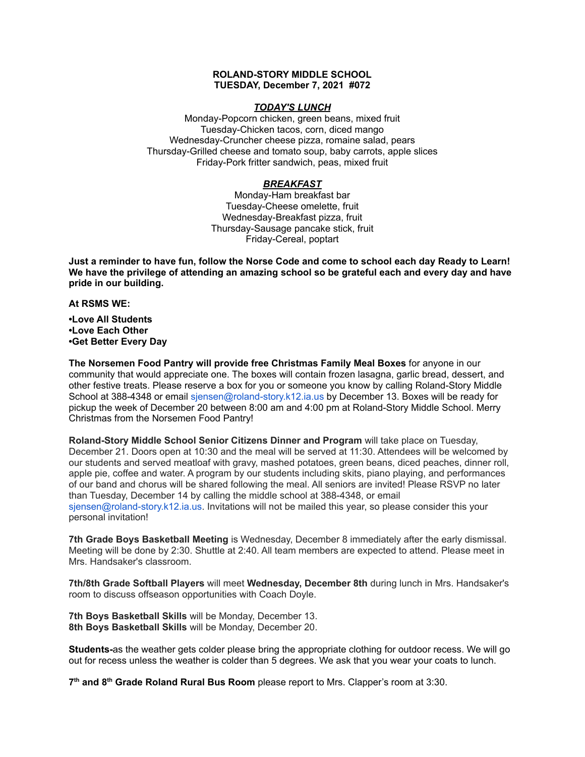**ROLAND-STORY MIDDLE SCHOOL**
**TUESDAY, December 7, 2021 #072**

***TODAY'S LUNCH***

Monday-Popcorn chicken, green beans, mixed fruit
Tuesday-Chicken tacos, corn, diced mango
Wednesday-Cruncher cheese pizza, romaine salad, pears
Thursday-Grilled cheese and tomato soup, baby carrots, apple slices
Friday-Pork fritter sandwich, peas, mixed fruit

***BREAKFAST***

Monday-Ham breakfast bar
Tuesday-Cheese omelette, fruit
Wednesday-Breakfast pizza, fruit
Thursday-Sausage pancake stick, fruit
Friday-Cereal, poptart

**Just a reminder to have fun, follow the Norse Code and come to school each day Ready to Learn! We have the privilege of attending an amazing school so be grateful each and every day and have pride in our building.**

**At RSMS WE:**

**•Love All Students**
**•Love Each Other**
**•Get Better Every Day**

**The Norsemen Food Pantry will provide free Christmas Family Meal Boxes** for anyone in our community that would appreciate one. The boxes will contain frozen lasagna, garlic bread, dessert, and other festive treats. Please reserve a box for you or someone you know by calling Roland-Story Middle School at 388-4348 or email sjensen@roland-story.k12.ia.us by December 13. Boxes will be ready for pickup the week of December 20 between 8:00 am and 4:00 pm at Roland-Story Middle School. Merry Christmas from the Norsemen Food Pantry!

**Roland-Story Middle School Senior Citizens Dinner and Program** will take place on Tuesday, December 21. Doors open at 10:30 and the meal will be served at 11:30. Attendees will be welcomed by our students and served meatloaf with gravy, mashed potatoes, green beans, diced peaches, dinner roll, apple pie, coffee and water. A program by our students including skits, piano playing, and performances of our band and chorus will be shared following the meal. All seniors are invited! Please RSVP no later than Tuesday, December 14 by calling the middle school at 388-4348, or email sjensen@roland-story.k12.ia.us. Invitations will not be mailed this year, so please consider this your personal invitation!

**7th Grade Boys Basketball Meeting** is Wednesday, December 8 immediately after the early dismissal. Meeting will be done by 2:30. Shuttle at 2:40. All team members are expected to attend. Please meet in Mrs. Handsaker's classroom.

**7th/8th Grade Softball Players** will meet **Wednesday, December 8th** during lunch in Mrs. Handsaker's room to discuss offseason opportunities with Coach Doyle.

**7th Boys Basketball Skills** will be Monday, December 13.
**8th Boys Basketball Skills** will be Monday, December 20.

**Students-**as the weather gets colder please bring the appropriate clothing for outdoor recess. We will go out for recess unless the weather is colder than 5 degrees. We ask that you wear your coats to lunch.

**7th and 8th Grade Roland Rural Bus Room** please report to Mrs. Clapper's room at 3:30.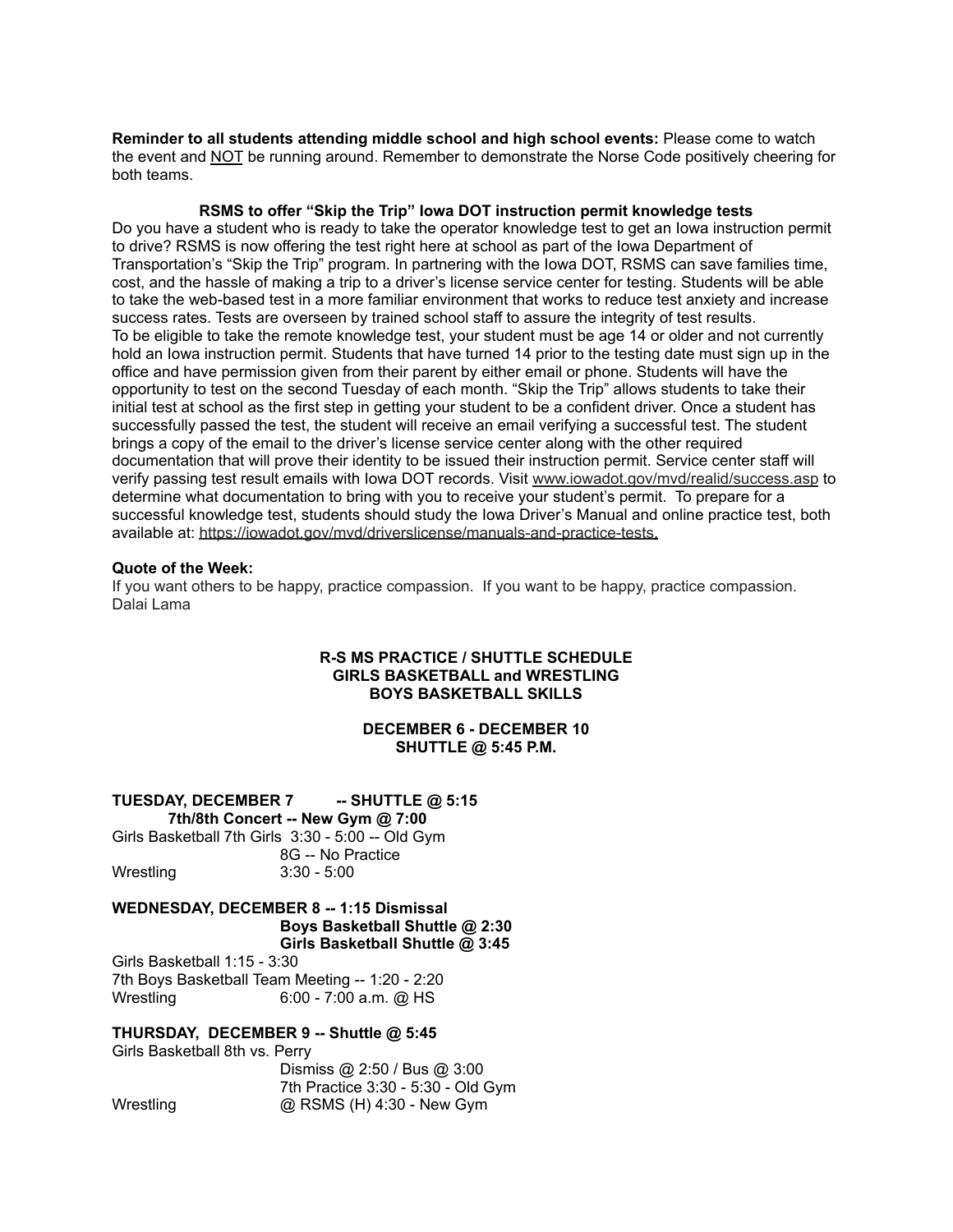**Reminder to all students attending middle school and high school events:** Please come to watch the event and NOT be running around. Remember to demonstrate the Norse Code positively cheering for both teams.

**RSMS to offer "Skip the Trip" Iowa DOT instruction permit knowledge tests**

Do you have a student who is ready to take the operator knowledge test to get an Iowa instruction permit to drive? RSMS is now offering the test right here at school as part of the Iowa Department of Transportation's "Skip the Trip" program. In partnering with the Iowa DOT, RSMS can save families time, cost, and the hassle of making a trip to a driver's license service center for testing. Students will be able to take the web-based test in a more familiar environment that works to reduce test anxiety and increase success rates. Tests are overseen by trained school staff to assure the integrity of test results.

To be eligible to take the remote knowledge test, your student must be age 14 or older and not currently hold an Iowa instruction permit. Students that have turned 14 prior to the testing date must sign up in the office and have permission given from their parent by either email or phone. Students will have the opportunity to test on the second Tuesday of each month. "Skip the Trip" allows students to take their initial test at school as the first step in getting your student to be a confident driver. Once a student has successfully passed the test, the student will receive an email verifying a successful test. The student brings a copy of the email to the driver's license service center along with the other required documentation that will prove their identity to be issued their instruction permit. Service center staff will verify passing test result emails with Iowa DOT records. Visit www.iowadot.gov/mvd/realid/success.asp to determine what documentation to bring with you to receive your student's permit. To prepare for a successful knowledge test, students should study the Iowa Driver's Manual and online practice test, both available at: https://iowadot.gov/mvd/driverslicense/manuals-and-practice-tests.

**Quote of the Week:**

If you want others to be happy, practice compassion. If you want to be happy, practice compassion.
Dalai Lama

**R-S MS PRACTICE / SHUTTLE SCHEDULE**
**GIRLS BASKETBALL and WRESTLING**
**BOYS BASKETBALL SKILLS**

**DECEMBER 6 - DECEMBER 10**
**SHUTTLE @ 5:45 P.M.**

**TUESDAY, DECEMBER 7 -- SHUTTLE @ 5:15**
**7th/8th Concert -- New Gym @ 7:00**

Girls Basketball 7th Girls 3:30 - 5:00 -- Old Gym
8G -- No Practice
Wrestling 3:30 - 5:00

**WEDNESDAY, DECEMBER 8 -- 1:15 Dismissal**
**Boys Basketball Shuttle @ 2:30**
**Girls Basketball Shuttle @ 3:45**

Girls Basketball 1:15 - 3:30
7th Boys Basketball Team Meeting -- 1:20 - 2:20
Wrestling 6:00 - 7:00 a.m. @ HS

**THURSDAY, DECEMBER 9 -- Shuttle @ 5:45**

Girls Basketball 8th vs. Perry
Dismiss @ 2:50 / Bus @ 3:00
7th Practice 3:30 - 5:30 - Old Gym
Wrestling @ RSMS (H) 4:30 - New Gym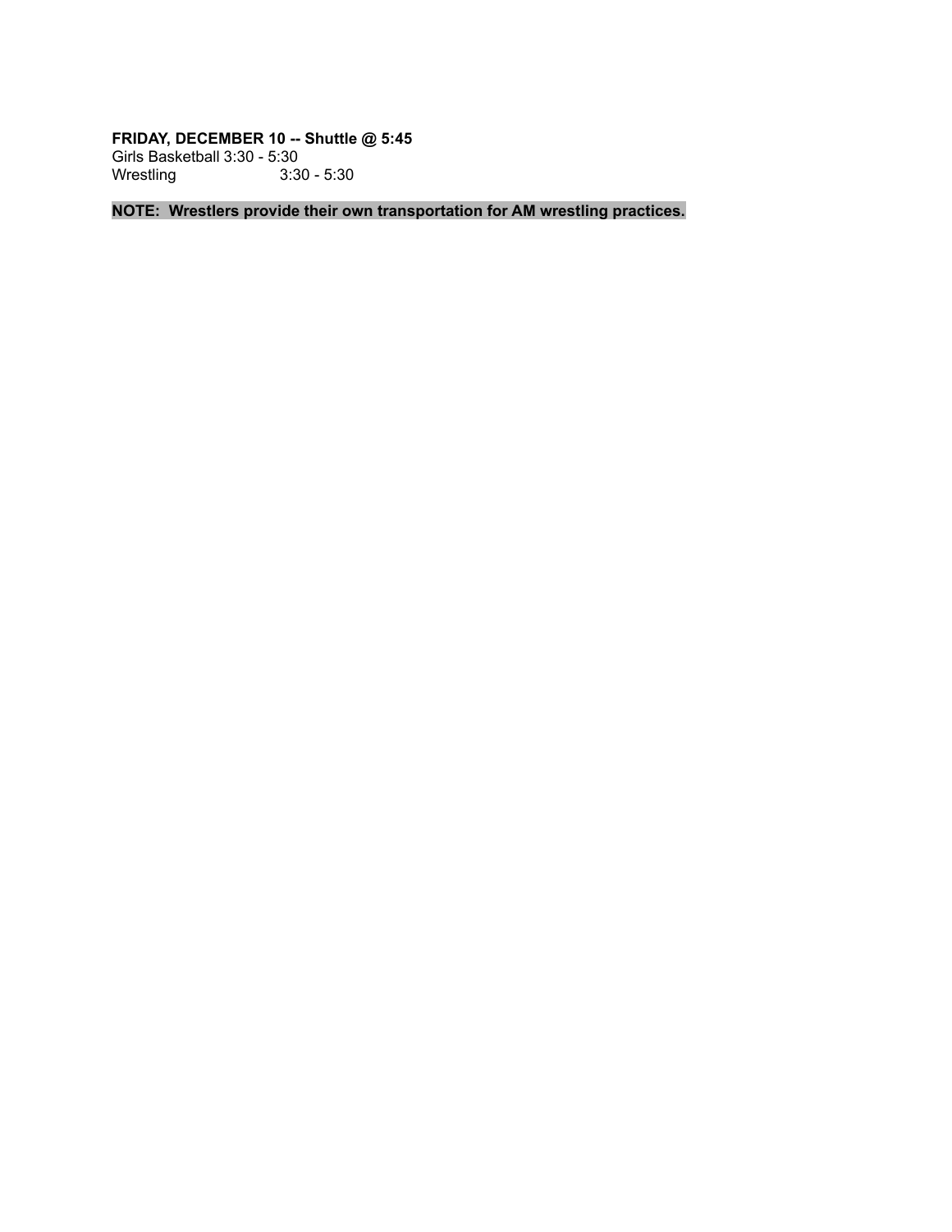**FRIDAY, DECEMBER 10 -- Shuttle @ 5:45**
Girls Basketball 3:30 - 5:30
Wrestling 3:30 - 5:30

**NOTE: Wrestlers provide their own transportation for AM wrestling practices.**